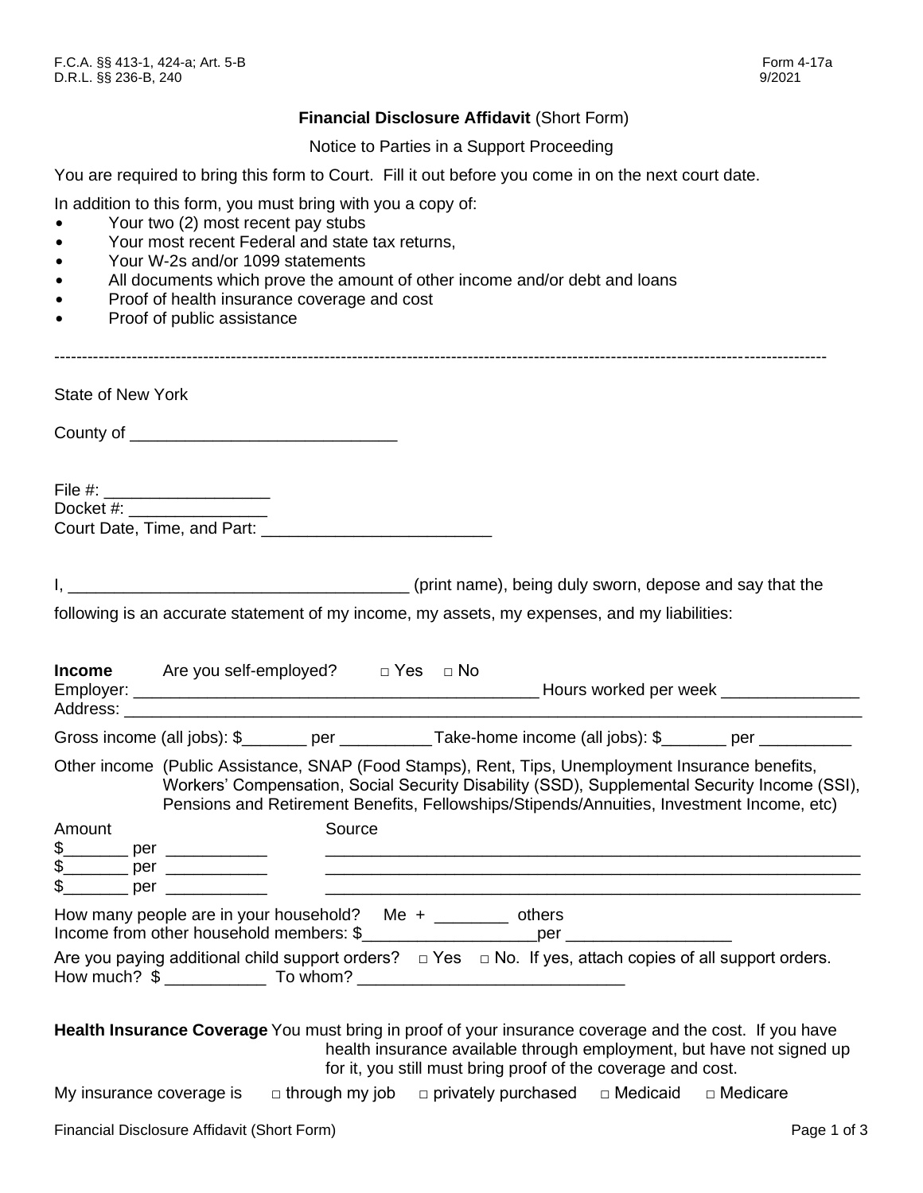F.C.A. §§ 413-1, 424-a; Art. 5-B
D.R.L. §§ 236-B, 240

Form 4-17a
9/2021

# **Financial Disclosure Affidavit** (Short Form)

Notice to Parties in a Support Proceeding

You are required to bring this form to Court. Fill it out before you come in on the next court date.

In addition to this form, you must bring with you a copy of:

- Your two (2) most recent pay stubs
- Your most recent Federal and state tax returns,
- Your W-2s and/or 1099 statements
- All documents which prove the amount of other income and/or debt and loans
- Proof of health insurance coverage and cost
- Proof of public assistance

---

State of New York

County of _____________________________

File #: __________________
Docket #: _______________
Court Date, Time, and Part: _________________________

I, _____________________________________ (print name), being duly sworn, depose and say that the following is an accurate statement of my income, my assets, my expenses, and my liabilities:

**Income** Are you self-employed? □ Yes □ No
Employer: _____________________________________________ Hours worked per week _______________
Address: _______________________________________________________________________________

Gross income (all jobs): $_______ per __________ Take-home income (all jobs): $_______ per __________

Other income (Public Assistance, SNAP (Food Stamps), Rent, Tips, Unemployment Insurance benefits, Workers' Compensation, Social Security Disability (SSD), Supplemental Security Income (SSI), Pensions and Retirement Benefits, Fellowships/Stipends/Annuities, Investment Income, etc)

| Amount | Source |
|---|---|
| $_______ per ___________ | ____________________________________________ |
| $_______ per ___________ | ____________________________________________ |
| $_______ per ___________ | ____________________________________________ |

How many people are in your household? Me + ________ others
Income from other household members: $___________________per __________________

Are you paying additional child support orders? □ Yes □ No. If yes, attach copies of all support orders.
How much? $ ___________ To whom? _____________________________

**Health Insurance Coverage** You must bring in proof of your insurance coverage and the cost. If you have health insurance available through employment, but have not signed up for it, you still must bring proof of the coverage and cost.

My insurance coverage is □ through my job □ privately purchased □ Medicaid □ Medicare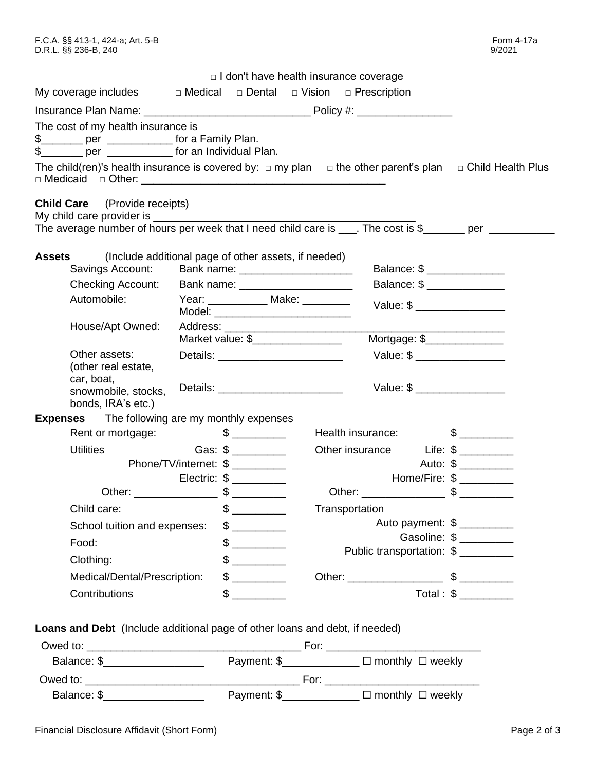□ I don't have health insurance coverage

My coverage includes □ Medical □ Dental □ Vision □ Prescription

Insurance Plan Name: ____________________________ Policy #: ________________

The cost of my health insurance is
$_______ per ___________ for a Family Plan.
$_______ per ___________ for an Individual Plan.

The child(ren)'s health insurance is covered by: □ my plan □ the other parent's plan □ Child Health Plus □ Medicaid □ Other: ________________________________________

**Child Care** (Provide receipts)
My child care provider is ____________________________________________
The average number of hours per week that I need child care is ___. The cost is $_______ per ___________

**Assets** (Include additional page of other assets, if needed)

| | | |
|---|---|---|
| Savings Account: | Bank name: ___________________ | Balance: $ _____________ |
| Checking Account: | Bank name: ___________________ | Balance: $ _____________ |
| Automobile: | Year: __________ Make: ________ Model: ________________________ | Value: $ _______________ |
| House/Apt Owned: | Address: ______________________________________________ Market value: $_______________ | Mortgage: $_____________ |
| Other assets: (other real estate, car, boat, snowmobile, stocks, bonds, IRA's etc.) | Details: _____________________ | Value: $ _______________ |
| | Details: _____________________ | Value: $ _______________ |

**Expenses** The following are my monthly expenses

| | | | |
|---|---|---|---|
| Rent or mortgage: | $ _________ | Health insurance: | $ _________ |
| Utilities Gas: | $ _________ | Other insurance Life: | $ _________ |
| Phone/TV/internet: | $ _________ | Auto: | $ _________ |
| Electric: | $ _________ | Home/Fire: | $ _________ |
| Other: ______________ | $ _________ | Other: ______________ | $ _________ |
| Child care: | $ _________ | Transportation | |
| School tuition and expenses: | $ _________ | Auto payment: | $ _________ |
| Food: | $ _________ | Gasoline: | $ _________ |
| Clothing: | $ _________ | Public transportation: | $ _________ |
| Medical/Dental/Prescription: | $ _________ | Other: ________________ | $ _________ |
| Contributions | $ _________ | Total : | $ _________ |

**Loans and Debt** (Include additional page of other loans and debt, if needed)

Owed to: ___________________________________ For: _________________________
Balance: $_________________ Payment: $_____________ ☐ monthly ☐ weekly

Owed to: ___________________________________ For: _________________________
Balance: $_________________ Payment: $_____________ ☐ monthly ☐ weekly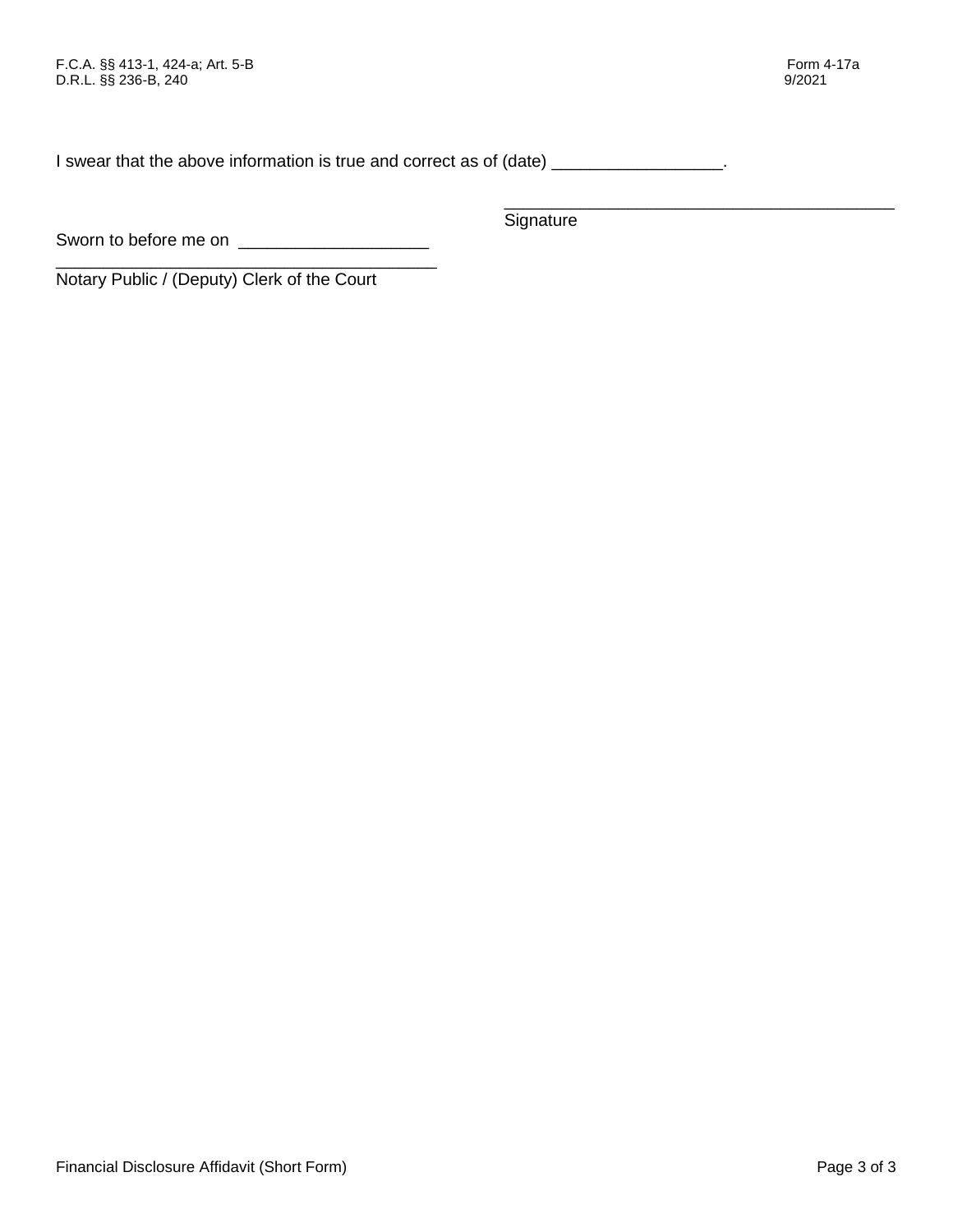I swear that the above information is true and correct as of (date) _________________.

_________________________________________
Signature

Sworn to before me on ___________________

_________________________________________
Notary Public / (Deputy) Clerk of the Court